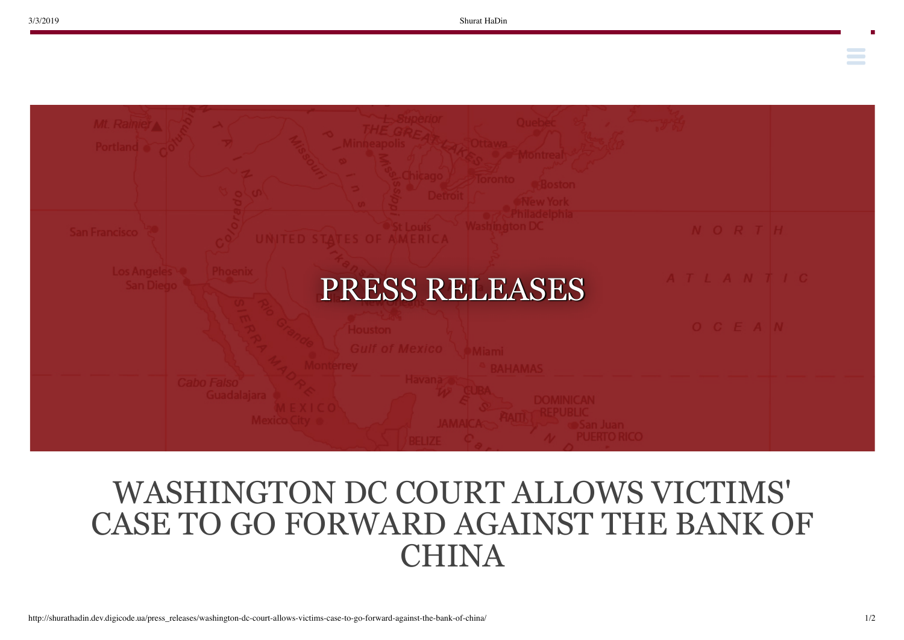# PRESS RELEASES

# WASHINGTON DC COURT ALLOWS VICTIMS' CASE TO GO FORWARD AGAINST THE BANK OF CHINA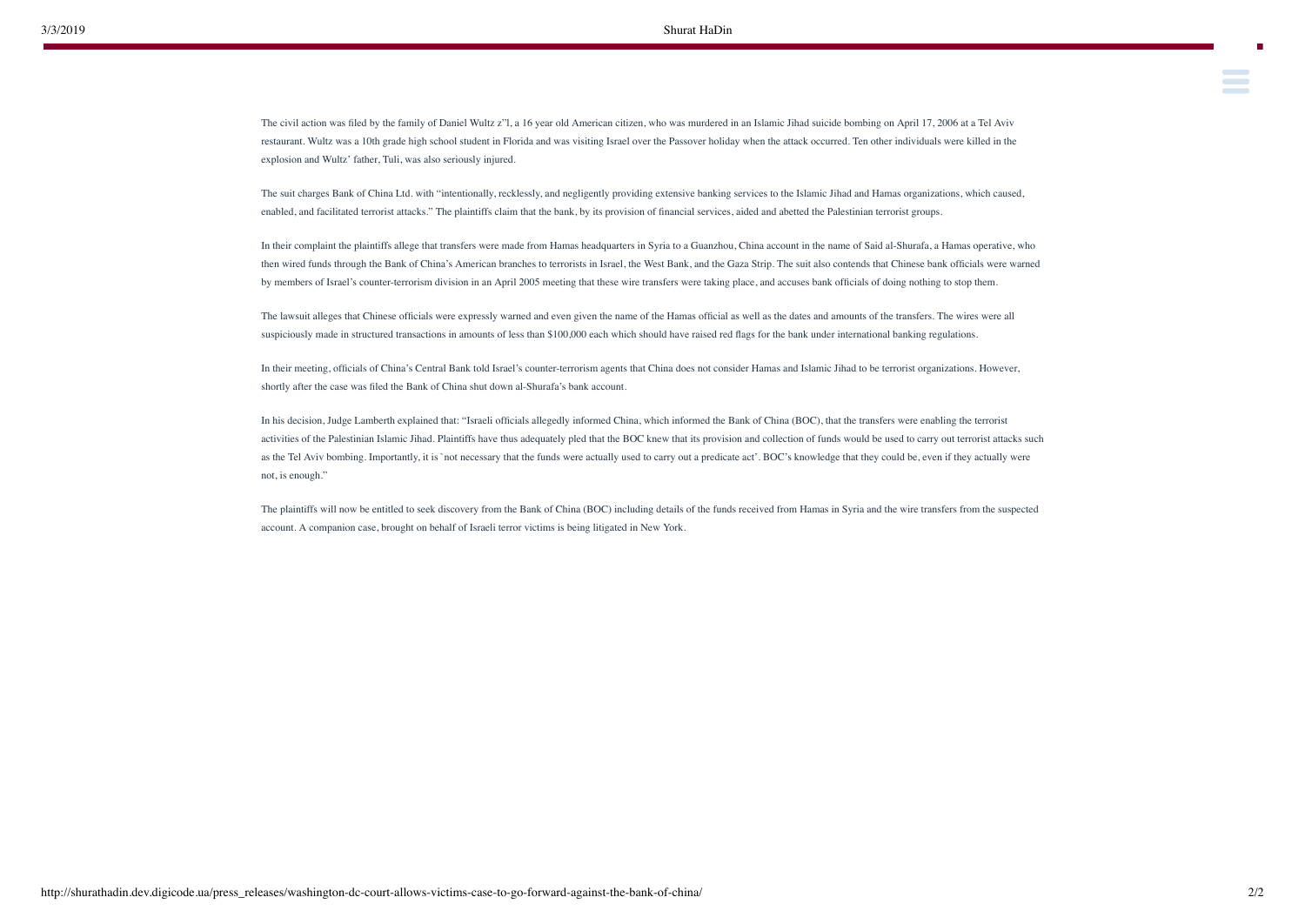The civil action was filed by the family of Daniel Wultz z"l, a 16 year old American citizen, who was murdered in an Islamic Jihad suicide bombing on April 17, 2006 at a Tel Aviv restaurant. Wultz was a 10th grade high school student in Florida and was visiting Israel over the Passover holiday when the attack occurred. Ten other individuals were killed in the explosion and Wultz' father, Tuli, was also seriously injured.

The suit charges Bank of China Ltd. with "intentionally, recklessly, and negligently providing extensive banking services to the Islamic Jihad and Hamas organizations, which caused, enabled, and facilitated terrorist attacks." The plaintiffs claim that the bank, by its provision of financial services, aided and abetted the Palestinian terrorist groups.

In their complaint the plaintiffs allege that transfers were made from Hamas headquarters in Syria to a Guanzhou, China account in the name of Said al-Shurafa, a Hamas operative, who then wired funds through the Bank of China's American branches to terrorists in Israel, the West Bank, and the Gaza Strip. The suit also contends that Chinese bank officials were warned by members of Israel's counter-terrorism division in an April 2005 meeting that these wire transfers were taking place, and accuses bank officials of doing nothing to stop them.

The lawsuit alleges that Chinese officials were expressly warned and even given the name of the Hamas official as well as the dates and amounts of the transfers. The wires were all suspiciously made in structured transactions in amounts of less than $100,000 each which should have raised red flags for the bank under international banking regulations.

In their meeting, officials of China's Central Bank told Israel's counter-terrorism agents that China does not consider Hamas and Islamic Jihad to be terrorist organizations. However, shortly after the case was filed the Bank of China shut down al-Shurafa's bank account.

In his decision, Judge Lamberth explained that: "Israeli officials allegedly informed China, which informed the Bank of China (BOC), that the transfers were enabling the terrorist activities of the Palestinian Islamic Jihad. Plaintiffs have thus adequately pled that the BOC knew that its provision and collection of funds would be used to carry out terrorist attacks such as the Tel Aviv bombing. Importantly, it is `not necessary that the funds were actually used to carry out a predicate act'. BOC's knowledge that they could be, even if they actually were not, is enough."

The plaintiffs will now be entitled to seek discovery from the Bank of China (BOC) including details of the funds received from Hamas in Syria and the wire transfers from the suspected account. A companion case, brought on behalf of Israeli terror victims is being litigated in New York.